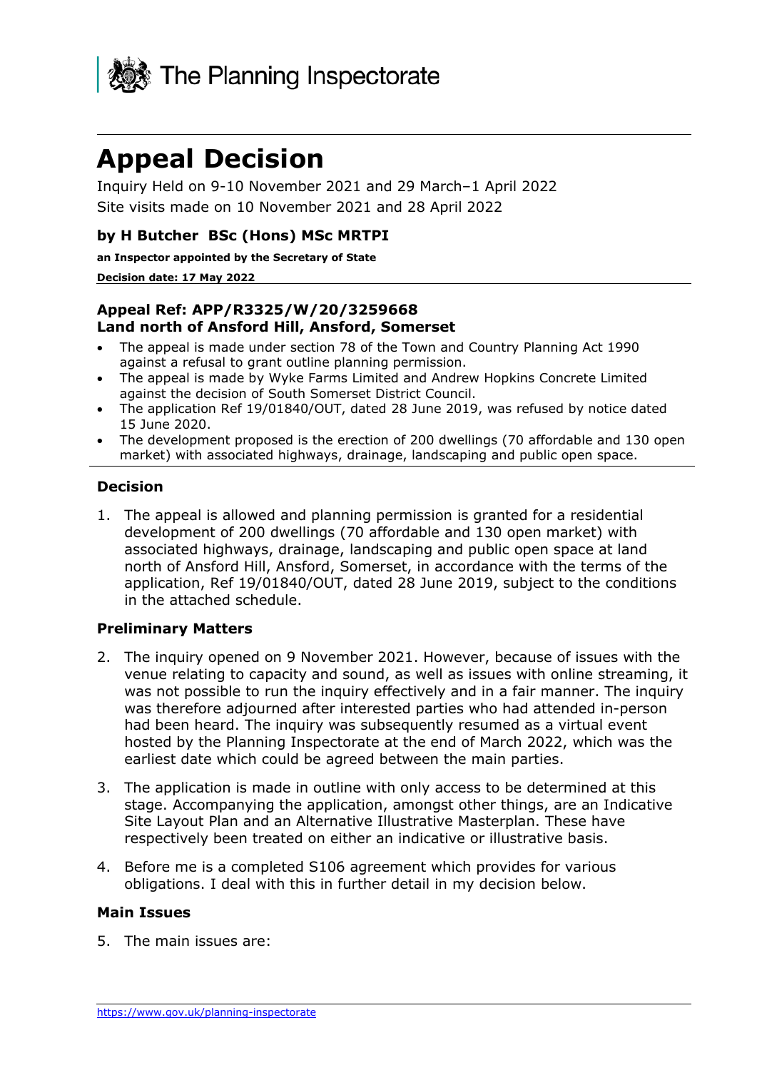The Planning Inspectorate

# Appeal Decision

Inquiry Held on 9-10 November 2021 and 29 March–1 April 2022

Site visits made on 10 November 2021 and 28 April 2022

**by H Butcher BSc (Hons) MSc MRTPI**

**an Inspector appointed by the Secretary of State**

**Decision date: 17 May 2022**

**Appeal Ref: APP/R3325/W/20/3259668**
**Land north of Ansford Hill, Ansford, Somerset**

- The appeal is made under section 78 of the Town and Country Planning Act 1990 against a refusal to grant outline planning permission.
- The appeal is made by Wyke Farms Limited and Andrew Hopkins Concrete Limited against the decision of South Somerset District Council.
- The application Ref 19/01840/OUT, dated 28 June 2019, was refused by notice dated 15 June 2020.
- The development proposed is the erection of 200 dwellings (70 affordable and 130 open market) with associated highways, drainage, landscaping and public open space.

### Decision

1. The appeal is allowed and planning permission is granted for a residential development of 200 dwellings (70 affordable and 130 open market) with associated highways, drainage, landscaping and public open space at land north of Ansford Hill, Ansford, Somerset, in accordance with the terms of the application, Ref 19/01840/OUT, dated 28 June 2019, subject to the conditions in the attached schedule.

### Preliminary Matters

2. The inquiry opened on 9 November 2021. However, because of issues with the venue relating to capacity and sound, as well as issues with online streaming, it was not possible to run the inquiry effectively and in a fair manner. The inquiry was therefore adjourned after interested parties who had attended in-person had been heard. The inquiry was subsequently resumed as a virtual event hosted by the Planning Inspectorate at the end of March 2022, which was the earliest date which could be agreed between the main parties.

3. The application is made in outline with only access to be determined at this stage. Accompanying the application, amongst other things, are an Indicative Site Layout Plan and an Alternative Illustrative Masterplan. These have respectively been treated on either an indicative or illustrative basis.

4. Before me is a completed S106 agreement which provides for various obligations. I deal with this in further detail in my decision below.

### Main Issues

5. The main issues are: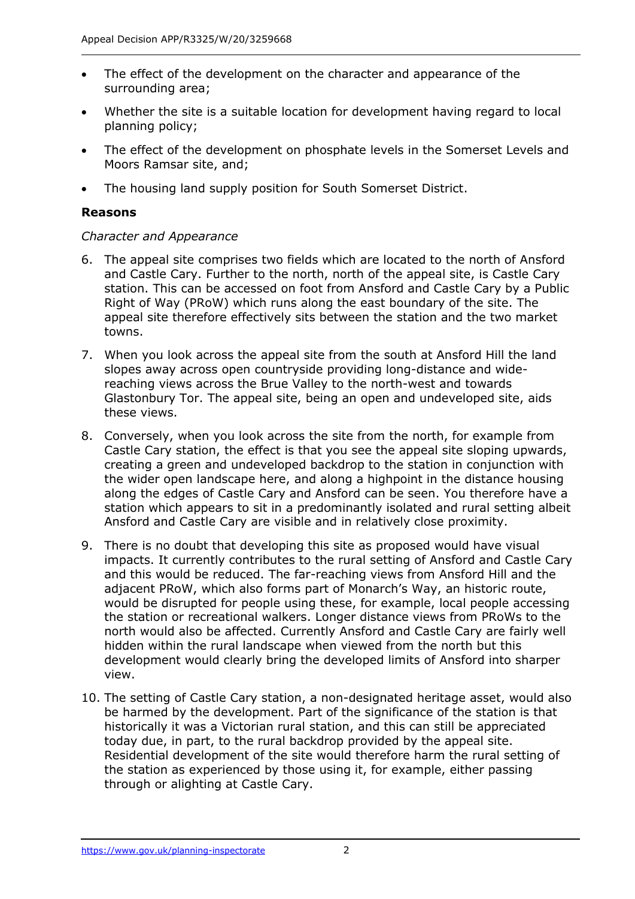- The effect of the development on the character and appearance of the surrounding area;
- Whether the site is a suitable location for development having regard to local planning policy;
- The effect of the development on phosphate levels in the Somerset Levels and Moors Ramsar site, and;
- The housing land supply position for South Somerset District.

**Reasons**

*Character and Appearance*

6. The appeal site comprises two fields which are located to the north of Ansford and Castle Cary. Further to the north, north of the appeal site, is Castle Cary station. This can be accessed on foot from Ansford and Castle Cary by a Public Right of Way (PRoW) which runs along the east boundary of the site. The appeal site therefore effectively sits between the station and the two market towns.

7. When you look across the appeal site from the south at Ansford Hill the land slopes away across open countryside providing long-distance and wide-reaching views across the Brue Valley to the north-west and towards Glastonbury Tor. The appeal site, being an open and undeveloped site, aids these views.

8. Conversely, when you look across the site from the north, for example from Castle Cary station, the effect is that you see the appeal site sloping upwards, creating a green and undeveloped backdrop to the station in conjunction with the wider open landscape here, and along a highpoint in the distance housing along the edges of Castle Cary and Ansford can be seen. You therefore have a station which appears to sit in a predominantly isolated and rural setting albeit Ansford and Castle Cary are visible and in relatively close proximity.

9. There is no doubt that developing this site as proposed would have visual impacts. It currently contributes to the rural setting of Ansford and Castle Cary and this would be reduced. The far-reaching views from Ansford Hill and the adjacent PRoW, which also forms part of Monarch's Way, an historic route, would be disrupted for people using these, for example, local people accessing the station or recreational walkers. Longer distance views from PRoWs to the north would also be affected. Currently Ansford and Castle Cary are fairly well hidden within the rural landscape when viewed from the north but this development would clearly bring the developed limits of Ansford into sharper view.

10. The setting of Castle Cary station, a non-designated heritage asset, would also be harmed by the development. Part of the significance of the station is that historically it was a Victorian rural station, and this can still be appreciated today due, in part, to the rural backdrop provided by the appeal site. Residential development of the site would therefore harm the rural setting of the station as experienced by those using it, for example, either passing through or alighting at Castle Cary.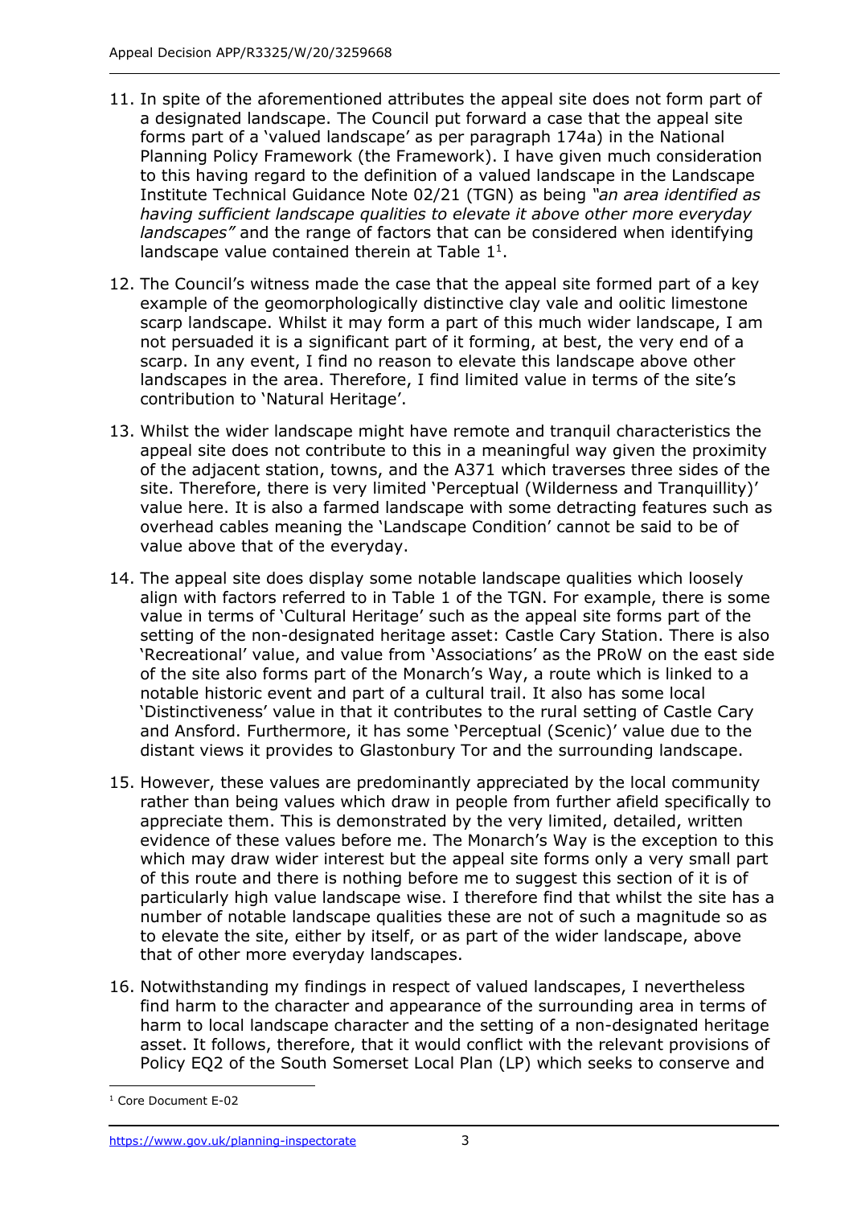11. In spite of the aforementioned attributes the appeal site does not form part of a designated landscape. The Council put forward a case that the appeal site forms part of a 'valued landscape' as per paragraph 174a) in the National Planning Policy Framework (the Framework). I have given much consideration to this having regard to the definition of a valued landscape in the Landscape Institute Technical Guidance Note 02/21 (TGN) as being *"an area identified as having sufficient landscape qualities to elevate it above other more everyday landscapes"* and the range of factors that can be considered when identifying landscape value contained therein at Table 1[1].

12. The Council's witness made the case that the appeal site formed part of a key example of the geomorphologically distinctive clay vale and oolitic limestone scarp landscape. Whilst it may form a part of this much wider landscape, I am not persuaded it is a significant part of it forming, at best, the very end of a scarp. In any event, I find no reason to elevate this landscape above other landscapes in the area. Therefore, I find limited value in terms of the site's contribution to 'Natural Heritage'.

13. Whilst the wider landscape might have remote and tranquil characteristics the appeal site does not contribute to this in a meaningful way given the proximity of the adjacent station, towns, and the A371 which traverses three sides of the site. Therefore, there is very limited 'Perceptual (Wilderness and Tranquillity)' value here. It is also a farmed landscape with some detracting features such as overhead cables meaning the 'Landscape Condition' cannot be said to be of value above that of the everyday.

14. The appeal site does display some notable landscape qualities which loosely align with factors referred to in Table 1 of the TGN. For example, there is some value in terms of 'Cultural Heritage' such as the appeal site forms part of the setting of the non-designated heritage asset: Castle Cary Station. There is also 'Recreational' value, and value from 'Associations' as the PRoW on the east side of the site also forms part of the Monarch's Way, a route which is linked to a notable historic event and part of a cultural trail. It also has some local 'Distinctiveness' value in that it contributes to the rural setting of Castle Cary and Ansford. Furthermore, it has some 'Perceptual (Scenic)' value due to the distant views it provides to Glastonbury Tor and the surrounding landscape.

15. However, these values are predominantly appreciated by the local community rather than being values which draw in people from further afield specifically to appreciate them. This is demonstrated by the very limited, detailed, written evidence of these values before me. The Monarch's Way is the exception to this which may draw wider interest but the appeal site forms only a very small part of this route and there is nothing before me to suggest this section of it is of particularly high value landscape wise. I therefore find that whilst the site has a number of notable landscape qualities these are not of such a magnitude so as to elevate the site, either by itself, or as part of the wider landscape, above that of other more everyday landscapes.

16. Notwithstanding my findings in respect of valued landscapes, I nevertheless find harm to the character and appearance of the surrounding area in terms of harm to local landscape character and the setting of a non-designated heritage asset. It follows, therefore, that it would conflict with the relevant provisions of Policy EQ2 of the South Somerset Local Plan (LP) which seeks to conserve and

[1] Core Document E-02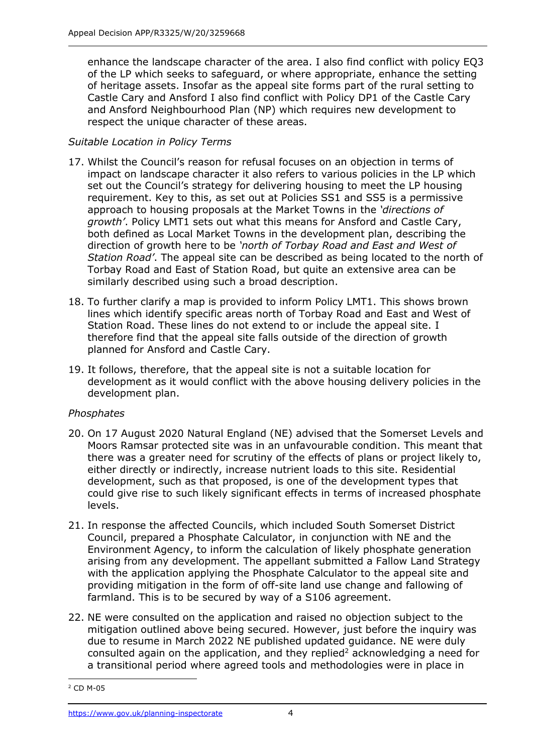enhance the landscape character of the area. I also find conflict with policy EQ3 of the LP which seeks to safeguard, or where appropriate, enhance the setting of heritage assets. Insofar as the appeal site forms part of the rural setting to Castle Cary and Ansford I also find conflict with Policy DP1 of the Castle Cary and Ansford Neighbourhood Plan (NP) which requires new development to respect the unique character of these areas.

*Suitable Location in Policy Terms*

17. Whilst the Council's reason for refusal focuses on an objection in terms of impact on landscape character it also refers to various policies in the LP which set out the Council's strategy for delivering housing to meet the LP housing requirement. Key to this, as set out at Policies SS1 and SS5 is a permissive approach to housing proposals at the Market Towns in the *'directions of growth'*. Policy LMT1 sets out what this means for Ansford and Castle Cary, both defined as Local Market Towns in the development plan, describing the direction of growth here to be *'north of Torbay Road and East and West of Station Road'*. The appeal site can be described as being located to the north of Torbay Road and East of Station Road, but quite an extensive area can be similarly described using such a broad description.

18. To further clarify a map is provided to inform Policy LMT1. This shows brown lines which identify specific areas north of Torbay Road and East and West of Station Road. These lines do not extend to or include the appeal site. I therefore find that the appeal site falls outside of the direction of growth planned for Ansford and Castle Cary.

19. It follows, therefore, that the appeal site is not a suitable location for development as it would conflict with the above housing delivery policies in the development plan.

*Phosphates*

20. On 17 August 2020 Natural England (NE) advised that the Somerset Levels and Moors Ramsar protected site was in an unfavourable condition. This meant that there was a greater need for scrutiny of the effects of plans or project likely to, either directly or indirectly, increase nutrient loads to this site. Residential development, such as that proposed, is one of the development types that could give rise to such likely significant effects in terms of increased phosphate levels.

21. In response the affected Councils, which included South Somerset District Council, prepared a Phosphate Calculator, in conjunction with NE and the Environment Agency, to inform the calculation of likely phosphate generation arising from any development. The appellant submitted a Fallow Land Strategy with the application applying the Phosphate Calculator to the appeal site and providing mitigation in the form of off-site land use change and fallowing of farmland. This is to be secured by way of a S106 agreement.

22. NE were consulted on the application and raised no objection subject to the mitigation outlined above being secured. However, just before the inquiry was due to resume in March 2022 NE published updated guidance. NE were duly consulted again on the application, and they replied[2] acknowledging a need for a transitional period where agreed tools and methodologies were in place in

[2] CD M-05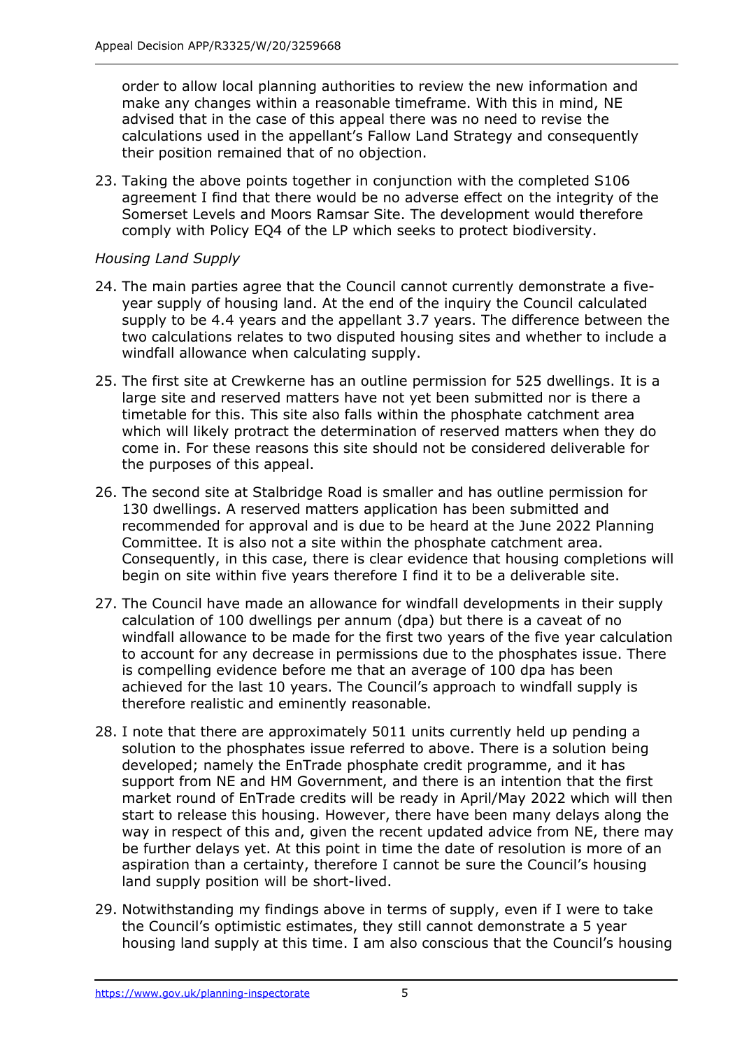order to allow local planning authorities to review the new information and make any changes within a reasonable timeframe. With this in mind, NE advised that in the case of this appeal there was no need to revise the calculations used in the appellant's Fallow Land Strategy and consequently their position remained that of no objection.

23. Taking the above points together in conjunction with the completed S106 agreement I find that there would be no adverse effect on the integrity of the Somerset Levels and Moors Ramsar Site. The development would therefore comply with Policy EQ4 of the LP which seeks to protect biodiversity.

*Housing Land Supply*

24. The main parties agree that the Council cannot currently demonstrate a five-year supply of housing land. At the end of the inquiry the Council calculated supply to be 4.4 years and the appellant 3.7 years. The difference between the two calculations relates to two disputed housing sites and whether to include a windfall allowance when calculating supply.

25. The first site at Crewkerne has an outline permission for 525 dwellings. It is a large site and reserved matters have not yet been submitted nor is there a timetable for this. This site also falls within the phosphate catchment area which will likely protract the determination of reserved matters when they do come in. For these reasons this site should not be considered deliverable for the purposes of this appeal.

26. The second site at Stalbridge Road is smaller and has outline permission for 130 dwellings. A reserved matters application has been submitted and recommended for approval and is due to be heard at the June 2022 Planning Committee. It is also not a site within the phosphate catchment area. Consequently, in this case, there is clear evidence that housing completions will begin on site within five years therefore I find it to be a deliverable site.

27. The Council have made an allowance for windfall developments in their supply calculation of 100 dwellings per annum (dpa) but there is a caveat of no windfall allowance to be made for the first two years of the five year calculation to account for any decrease in permissions due to the phosphates issue. There is compelling evidence before me that an average of 100 dpa has been achieved for the last 10 years. The Council's approach to windfall supply is therefore realistic and eminently reasonable.

28. I note that there are approximately 5011 units currently held up pending a solution to the phosphates issue referred to above. There is a solution being developed; namely the EnTrade phosphate credit programme, and it has support from NE and HM Government, and there is an intention that the first market round of EnTrade credits will be ready in April/May 2022 which will then start to release this housing. However, there have been many delays along the way in respect of this and, given the recent updated advice from NE, there may be further delays yet. At this point in time the date of resolution is more of an aspiration than a certainty, therefore I cannot be sure the Council's housing land supply position will be short-lived.

29. Notwithstanding my findings above in terms of supply, even if I were to take the Council's optimistic estimates, they still cannot demonstrate a 5 year housing land supply at this time. I am also conscious that the Council's housing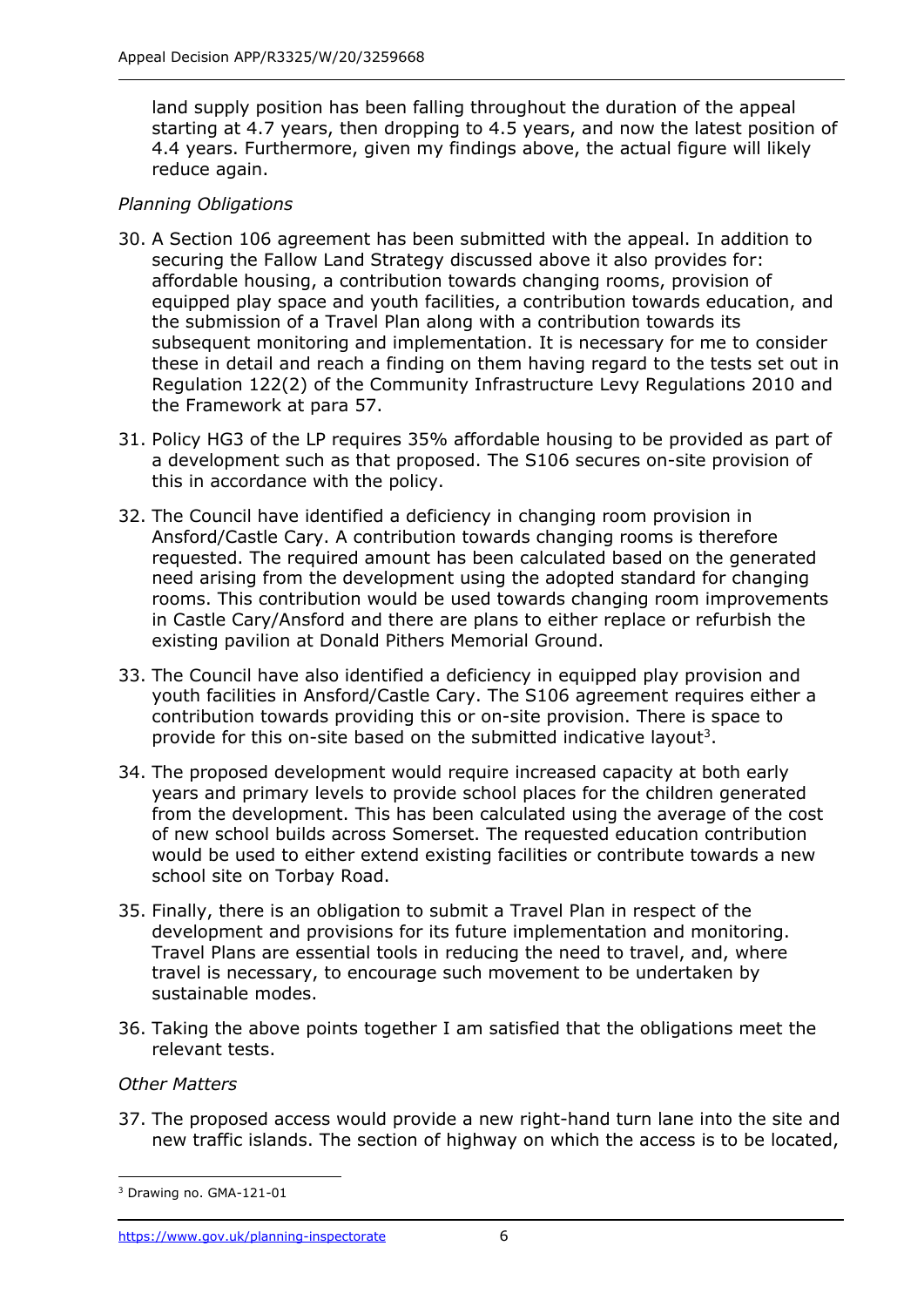land supply position has been falling throughout the duration of the appeal starting at 4.7 years, then dropping to 4.5 years, and now the latest position of 4.4 years. Furthermore, given my findings above, the actual figure will likely reduce again.

*Planning Obligations*

30. A Section 106 agreement has been submitted with the appeal. In addition to securing the Fallow Land Strategy discussed above it also provides for: affordable housing, a contribution towards changing rooms, provision of equipped play space and youth facilities, a contribution towards education, and the submission of a Travel Plan along with a contribution towards its subsequent monitoring and implementation. It is necessary for me to consider these in detail and reach a finding on them having regard to the tests set out in Regulation 122(2) of the Community Infrastructure Levy Regulations 2010 and the Framework at para 57.

31. Policy HG3 of the LP requires 35% affordable housing to be provided as part of a development such as that proposed. The S106 secures on-site provision of this in accordance with the policy.

32. The Council have identified a deficiency in changing room provision in Ansford/Castle Cary. A contribution towards changing rooms is therefore requested. The required amount has been calculated based on the generated need arising from the development using the adopted standard for changing rooms. This contribution would be used towards changing room improvements in Castle Cary/Ansford and there are plans to either replace or refurbish the existing pavilion at Donald Pithers Memorial Ground.

33. The Council have also identified a deficiency in equipped play provision and youth facilities in Ansford/Castle Cary. The S106 agreement requires either a contribution towards providing this or on-site provision. There is space to provide for this on-site based on the submitted indicative layout[3].

34. The proposed development would require increased capacity at both early years and primary levels to provide school places for the children generated from the development. This has been calculated using the average of the cost of new school builds across Somerset. The requested education contribution would be used to either extend existing facilities or contribute towards a new school site on Torbay Road.

35. Finally, there is an obligation to submit a Travel Plan in respect of the development and provisions for its future implementation and monitoring. Travel Plans are essential tools in reducing the need to travel, and, where travel is necessary, to encourage such movement to be undertaken by sustainable modes.

36. Taking the above points together I am satisfied that the obligations meet the relevant tests.

*Other Matters*

37. The proposed access would provide a new right-hand turn lane into the site and new traffic islands. The section of highway on which the access is to be located,

[3] Drawing no. GMA-121-01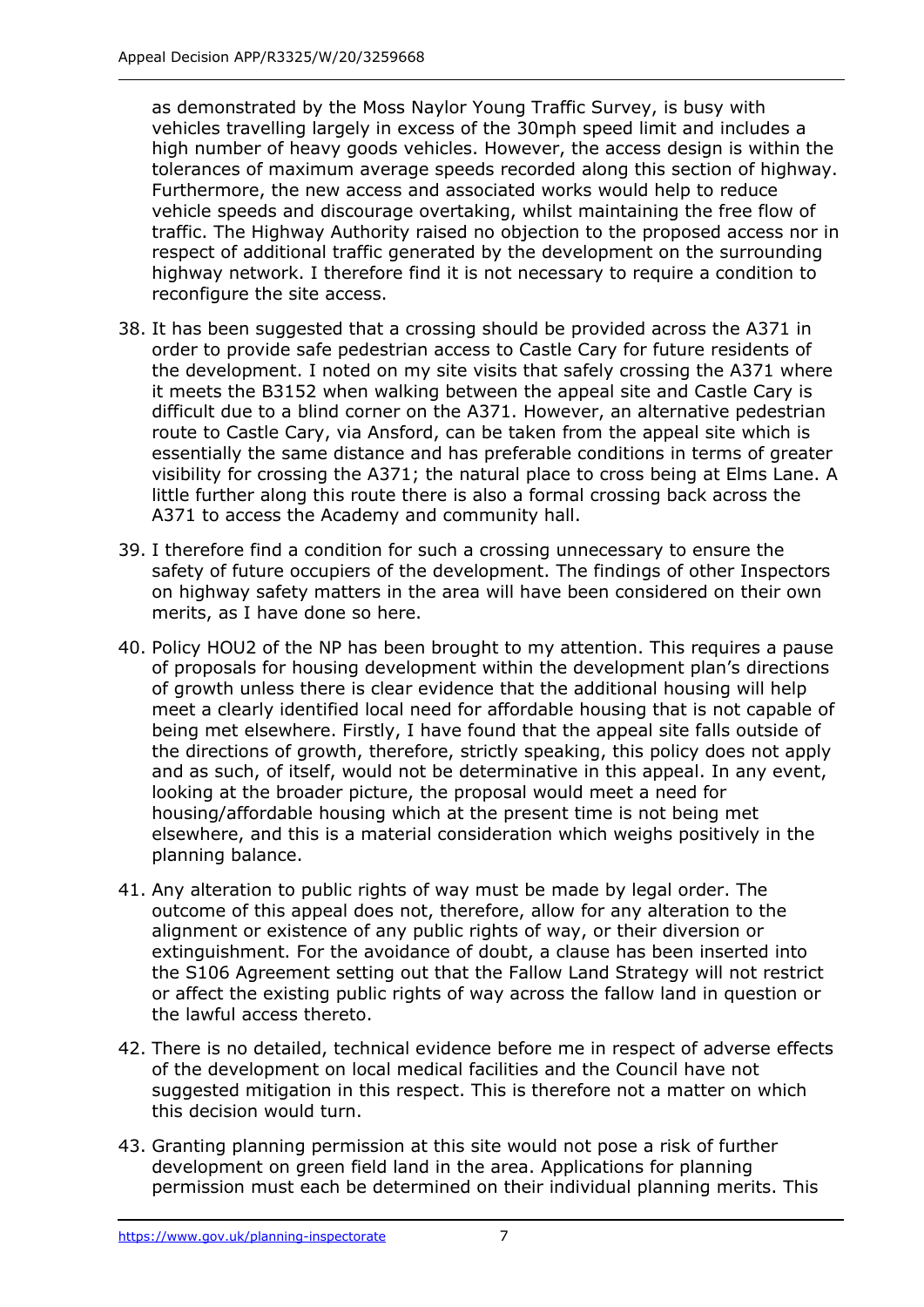as demonstrated by the Moss Naylor Young Traffic Survey, is busy with vehicles travelling largely in excess of the 30mph speed limit and includes a high number of heavy goods vehicles. However, the access design is within the tolerances of maximum average speeds recorded along this section of highway. Furthermore, the new access and associated works would help to reduce vehicle speeds and discourage overtaking, whilst maintaining the free flow of traffic. The Highway Authority raised no objection to the proposed access nor in respect of additional traffic generated by the development on the surrounding highway network. I therefore find it is not necessary to require a condition to reconfigure the site access.

38. It has been suggested that a crossing should be provided across the A371 in order to provide safe pedestrian access to Castle Cary for future residents of the development. I noted on my site visits that safely crossing the A371 where it meets the B3152 when walking between the appeal site and Castle Cary is difficult due to a blind corner on the A371. However, an alternative pedestrian route to Castle Cary, via Ansford, can be taken from the appeal site which is essentially the same distance and has preferable conditions in terms of greater visibility for crossing the A371; the natural place to cross being at Elms Lane. A little further along this route there is also a formal crossing back across the A371 to access the Academy and community hall.

39. I therefore find a condition for such a crossing unnecessary to ensure the safety of future occupiers of the development. The findings of other Inspectors on highway safety matters in the area will have been considered on their own merits, as I have done so here.

40. Policy HOU2 of the NP has been brought to my attention. This requires a pause of proposals for housing development within the development plan's directions of growth unless there is clear evidence that the additional housing will help meet a clearly identified local need for affordable housing that is not capable of being met elsewhere. Firstly, I have found that the appeal site falls outside of the directions of growth, therefore, strictly speaking, this policy does not apply and as such, of itself, would not be determinative in this appeal. In any event, looking at the broader picture, the proposal would meet a need for housing/affordable housing which at the present time is not being met elsewhere, and this is a material consideration which weighs positively in the planning balance.

41. Any alteration to public rights of way must be made by legal order. The outcome of this appeal does not, therefore, allow for any alteration to the alignment or existence of any public rights of way, or their diversion or extinguishment. For the avoidance of doubt, a clause has been inserted into the S106 Agreement setting out that the Fallow Land Strategy will not restrict or affect the existing public rights of way across the fallow land in question or the lawful access thereto.

42. There is no detailed, technical evidence before me in respect of adverse effects of the development on local medical facilities and the Council have not suggested mitigation in this respect. This is therefore not a matter on which this decision would turn.

43. Granting planning permission at this site would not pose a risk of further development on green field land in the area. Applications for planning permission must each be determined on their individual planning merits. This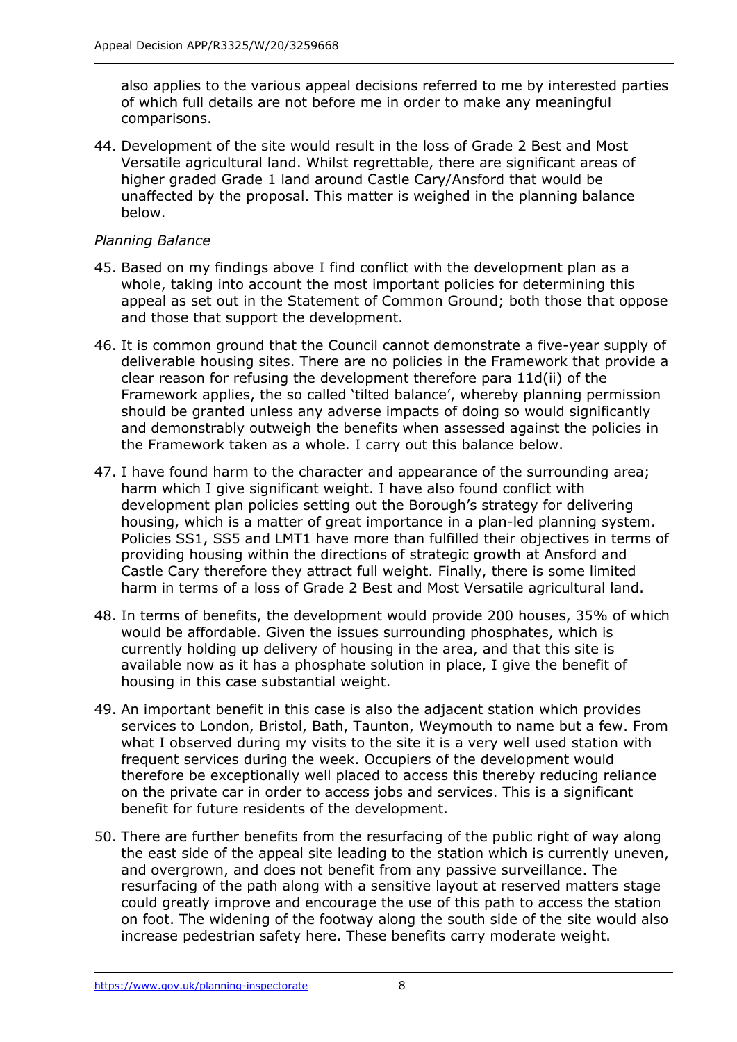also applies to the various appeal decisions referred to me by interested parties of which full details are not before me in order to make any meaningful comparisons.

44. Development of the site would result in the loss of Grade 2 Best and Most Versatile agricultural land. Whilst regrettable, there are significant areas of higher graded Grade 1 land around Castle Cary/Ansford that would be unaffected by the proposal. This matter is weighed in the planning balance below.

*Planning Balance*

45. Based on my findings above I find conflict with the development plan as a whole, taking into account the most important policies for determining this appeal as set out in the Statement of Common Ground; both those that oppose and those that support the development.

46. It is common ground that the Council cannot demonstrate a five-year supply of deliverable housing sites. There are no policies in the Framework that provide a clear reason for refusing the development therefore para 11d(ii) of the Framework applies, the so called 'tilted balance', whereby planning permission should be granted unless any adverse impacts of doing so would significantly and demonstrably outweigh the benefits when assessed against the policies in the Framework taken as a whole. I carry out this balance below.

47. I have found harm to the character and appearance of the surrounding area; harm which I give significant weight. I have also found conflict with development plan policies setting out the Borough's strategy for delivering housing, which is a matter of great importance in a plan-led planning system. Policies SS1, SS5 and LMT1 have more than fulfilled their objectives in terms of providing housing within the directions of strategic growth at Ansford and Castle Cary therefore they attract full weight. Finally, there is some limited harm in terms of a loss of Grade 2 Best and Most Versatile agricultural land.

48. In terms of benefits, the development would provide 200 houses, 35% of which would be affordable. Given the issues surrounding phosphates, which is currently holding up delivery of housing in the area, and that this site is available now as it has a phosphate solution in place, I give the benefit of housing in this case substantial weight.

49. An important benefit in this case is also the adjacent station which provides services to London, Bristol, Bath, Taunton, Weymouth to name but a few. From what I observed during my visits to the site it is a very well used station with frequent services during the week. Occupiers of the development would therefore be exceptionally well placed to access this thereby reducing reliance on the private car in order to access jobs and services. This is a significant benefit for future residents of the development.

50. There are further benefits from the resurfacing of the public right of way along the east side of the appeal site leading to the station which is currently uneven, and overgrown, and does not benefit from any passive surveillance. The resurfacing of the path along with a sensitive layout at reserved matters stage could greatly improve and encourage the use of this path to access the station on foot. The widening of the footway along the south side of the site would also increase pedestrian safety here. These benefits carry moderate weight.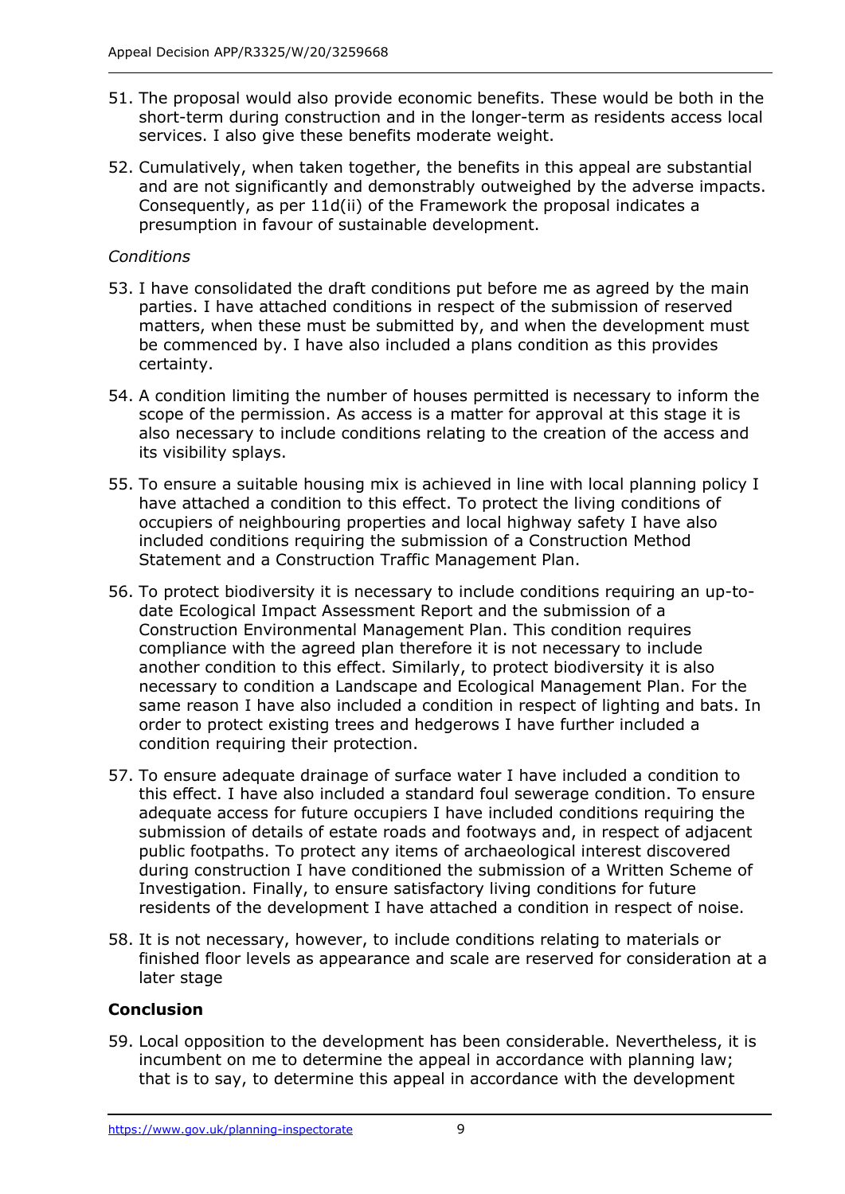51. The proposal would also provide economic benefits. These would be both in the short-term during construction and in the longer-term as residents access local services. I also give these benefits moderate weight.

52. Cumulatively, when taken together, the benefits in this appeal are substantial and are not significantly and demonstrably outweighed by the adverse impacts. Consequently, as per 11d(ii) of the Framework the proposal indicates a presumption in favour of sustainable development.

*Conditions*

53. I have consolidated the draft conditions put before me as agreed by the main parties. I have attached conditions in respect of the submission of reserved matters, when these must be submitted by, and when the development must be commenced by. I have also included a plans condition as this provides certainty.

54. A condition limiting the number of houses permitted is necessary to inform the scope of the permission. As access is a matter for approval at this stage it is also necessary to include conditions relating to the creation of the access and its visibility splays.

55. To ensure a suitable housing mix is achieved in line with local planning policy I have attached a condition to this effect. To protect the living conditions of occupiers of neighbouring properties and local highway safety I have also included conditions requiring the submission of a Construction Method Statement and a Construction Traffic Management Plan.

56. To protect biodiversity it is necessary to include conditions requiring an up-to-date Ecological Impact Assessment Report and the submission of a Construction Environmental Management Plan. This condition requires compliance with the agreed plan therefore it is not necessary to include another condition to this effect. Similarly, to protect biodiversity it is also necessary to condition a Landscape and Ecological Management Plan. For the same reason I have also included a condition in respect of lighting and bats. In order to protect existing trees and hedgerows I have further included a condition requiring their protection.

57. To ensure adequate drainage of surface water I have included a condition to this effect. I have also included a standard foul sewerage condition. To ensure adequate access for future occupiers I have included conditions requiring the submission of details of estate roads and footways and, in respect of adjacent public footpaths. To protect any items of archaeological interest discovered during construction I have conditioned the submission of a Written Scheme of Investigation. Finally, to ensure satisfactory living conditions for future residents of the development I have attached a condition in respect of noise.

58. It is not necessary, however, to include conditions relating to materials or finished floor levels as appearance and scale are reserved for consideration at a later stage

## Conclusion

59. Local opposition to the development has been considerable. Nevertheless, it is incumbent on me to determine the appeal in accordance with planning law; that is to say, to determine this appeal in accordance with the development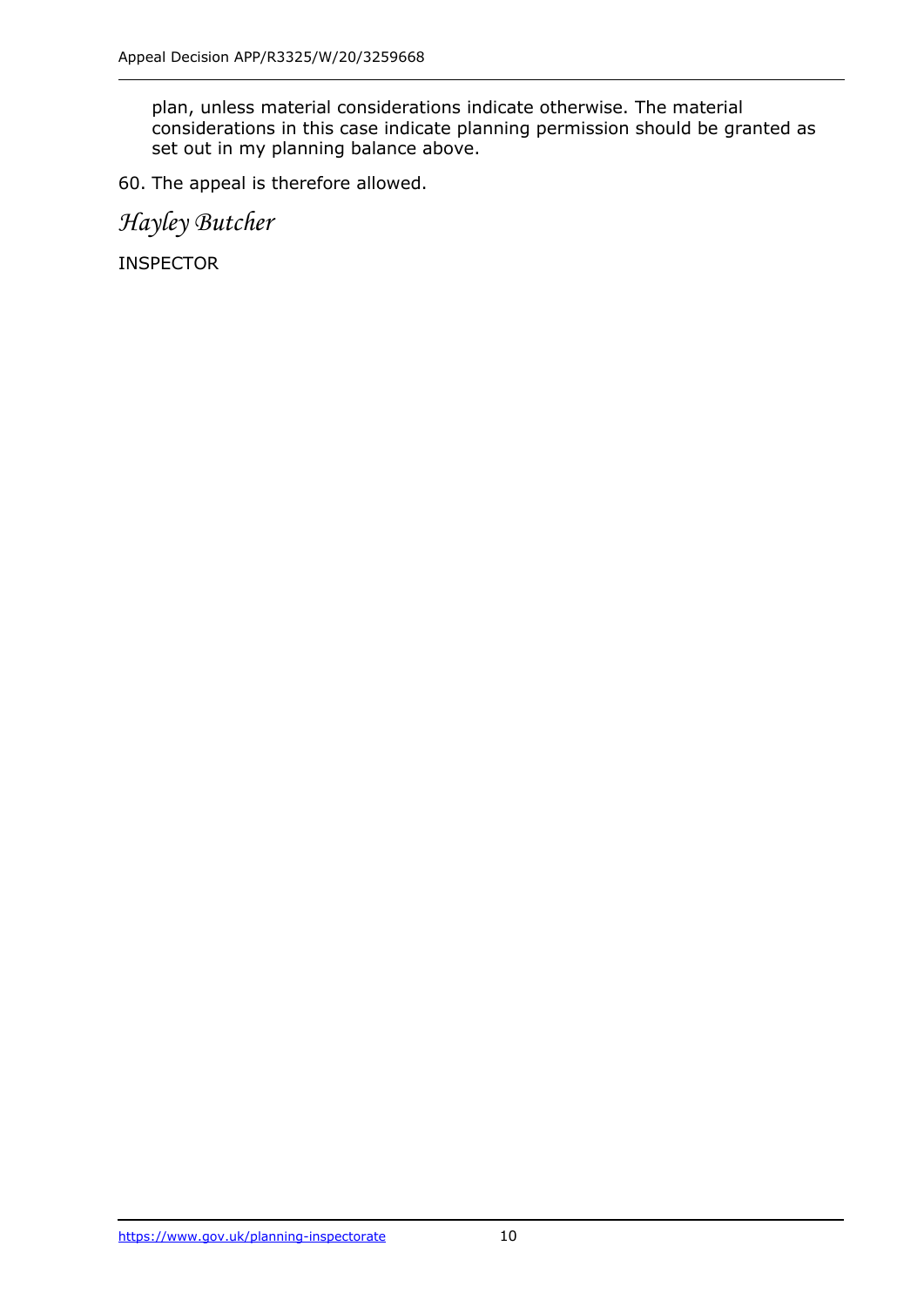plan, unless material considerations indicate otherwise. The material considerations in this case indicate planning permission should be granted as set out in my planning balance above.

60. The appeal is therefore allowed.

*Hayley Butcher*

INSPECTOR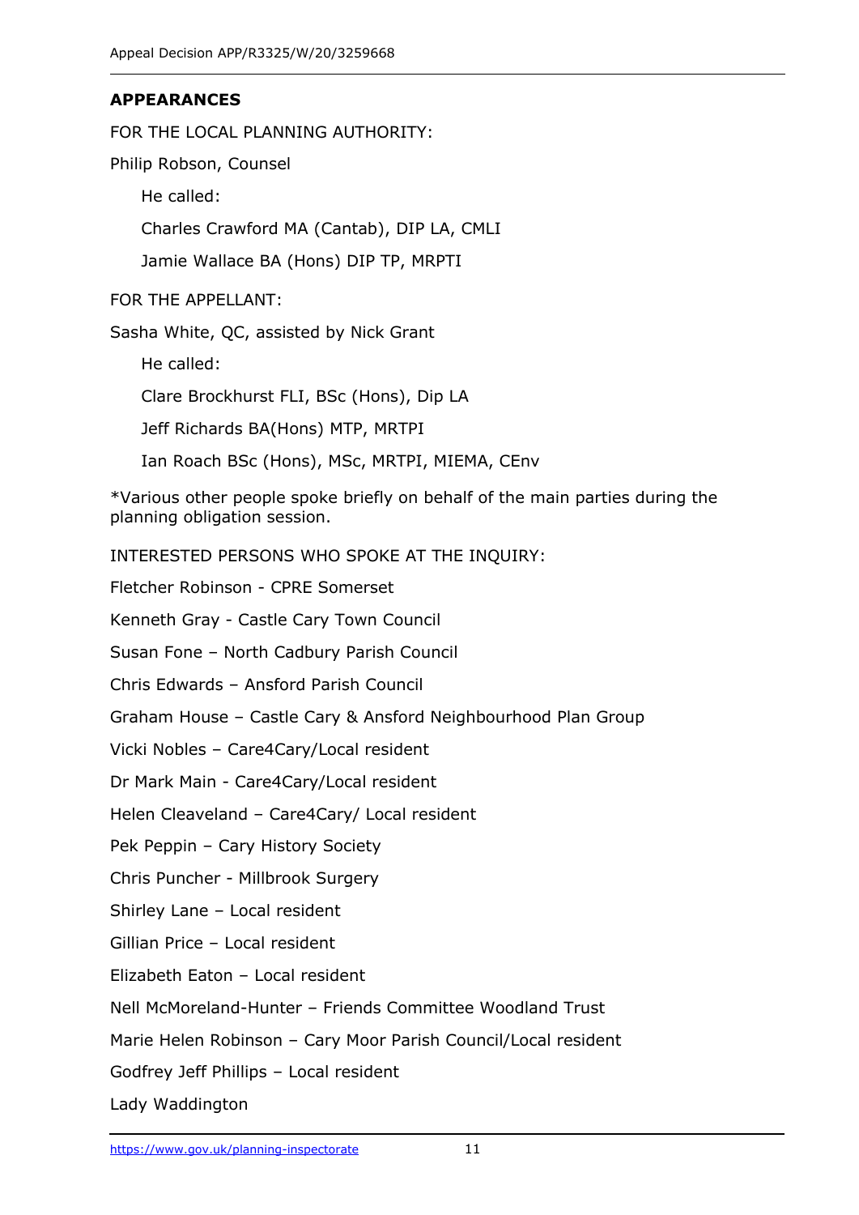## APPEARANCES

FOR THE LOCAL PLANNING AUTHORITY:

Philip Robson, Counsel

He called:

Charles Crawford MA (Cantab), DIP LA, CMLI

Jamie Wallace BA (Hons) DIP TP, MRPTI

FOR THE APPELLANT:

Sasha White, QC, assisted by Nick Grant

He called:

Clare Brockhurst FLI, BSc (Hons), Dip LA

Jeff Richards BA(Hons) MTP, MRTPI

Ian Roach BSc (Hons), MSc, MRTPI, MIEMA, CEnv

*Various other people spoke briefly on behalf of the main parties during the planning obligation session.

INTERESTED PERSONS WHO SPOKE AT THE INQUIRY:

Fletcher Robinson - CPRE Somerset

Kenneth Gray - Castle Cary Town Council

Susan Fone – North Cadbury Parish Council

Chris Edwards – Ansford Parish Council

Graham House – Castle Cary & Ansford Neighbourhood Plan Group

Vicki Nobles – Care4Cary/Local resident

Dr Mark Main - Care4Cary/Local resident

Helen Cleaveland – Care4Cary/ Local resident

Pek Peppin – Cary History Society

Chris Puncher - Millbrook Surgery

Shirley Lane – Local resident

Gillian Price – Local resident

Elizabeth Eaton – Local resident

Nell McMoreland-Hunter – Friends Committee Woodland Trust

Marie Helen Robinson – Cary Moor Parish Council/Local resident

Godfrey Jeff Phillips – Local resident

Lady Waddington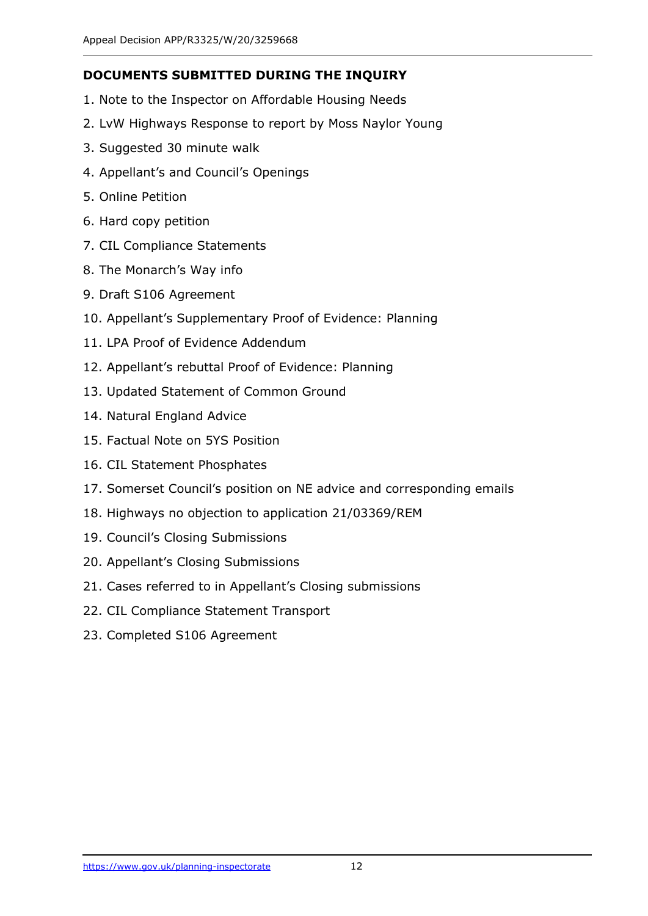**DOCUMENTS SUBMITTED DURING THE INQUIRY**

1. Note to the Inspector on Affordable Housing Needs
2. LvW Highways Response to report by Moss Naylor Young
3. Suggested 30 minute walk
4. Appellant's and Council's Openings
5. Online Petition
6. Hard copy petition
7. CIL Compliance Statements
8. The Monarch's Way info
9. Draft S106 Agreement
10. Appellant's Supplementary Proof of Evidence: Planning
11. LPA Proof of Evidence Addendum
12. Appellant's rebuttal Proof of Evidence: Planning
13. Updated Statement of Common Ground
14. Natural England Advice
15. Factual Note on 5YS Position
16. CIL Statement Phosphates
17. Somerset Council's position on NE advice and corresponding emails
18. Highways no objection to application 21/03369/REM
19. Council's Closing Submissions
20. Appellant's Closing Submissions
21. Cases referred to in Appellant's Closing submissions
22. CIL Compliance Statement Transport
23. Completed S106 Agreement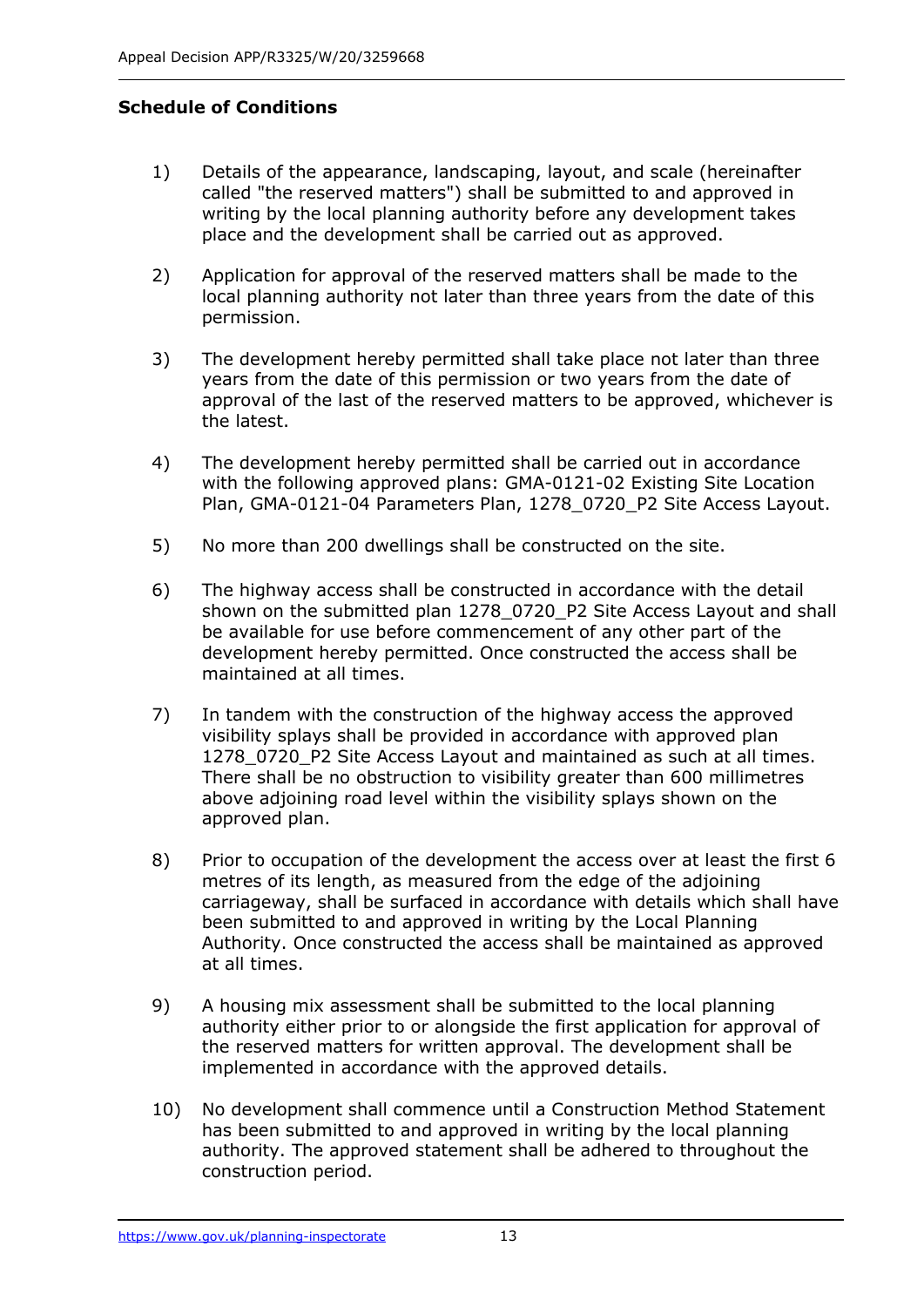**Schedule of Conditions**

1) Details of the appearance, landscaping, layout, and scale (hereinafter called "the reserved matters") shall be submitted to and approved in writing by the local planning authority before any development takes place and the development shall be carried out as approved.

2) Application for approval of the reserved matters shall be made to the local planning authority not later than three years from the date of this permission.

3) The development hereby permitted shall take place not later than three years from the date of this permission or two years from the date of approval of the last of the reserved matters to be approved, whichever is the latest.

4) The development hereby permitted shall be carried out in accordance with the following approved plans: GMA-0121-02 Existing Site Location Plan, GMA-0121-04 Parameters Plan, 1278_0720_P2 Site Access Layout.

5) No more than 200 dwellings shall be constructed on the site.

6) The highway access shall be constructed in accordance with the detail shown on the submitted plan 1278_0720_P2 Site Access Layout and shall be available for use before commencement of any other part of the development hereby permitted. Once constructed the access shall be maintained at all times.

7) In tandem with the construction of the highway access the approved visibility splays shall be provided in accordance with approved plan 1278_0720_P2 Site Access Layout and maintained as such at all times. There shall be no obstruction to visibility greater than 600 millimetres above adjoining road level within the visibility splays shown on the approved plan.

8) Prior to occupation of the development the access over at least the first 6 metres of its length, as measured from the edge of the adjoining carriageway, shall be surfaced in accordance with details which shall have been submitted to and approved in writing by the Local Planning Authority. Once constructed the access shall be maintained as approved at all times.

9) A housing mix assessment shall be submitted to the local planning authority either prior to or alongside the first application for approval of the reserved matters for written approval. The development shall be implemented in accordance with the approved details.

10) No development shall commence until a Construction Method Statement has been submitted to and approved in writing by the local planning authority. The approved statement shall be adhered to throughout the construction period.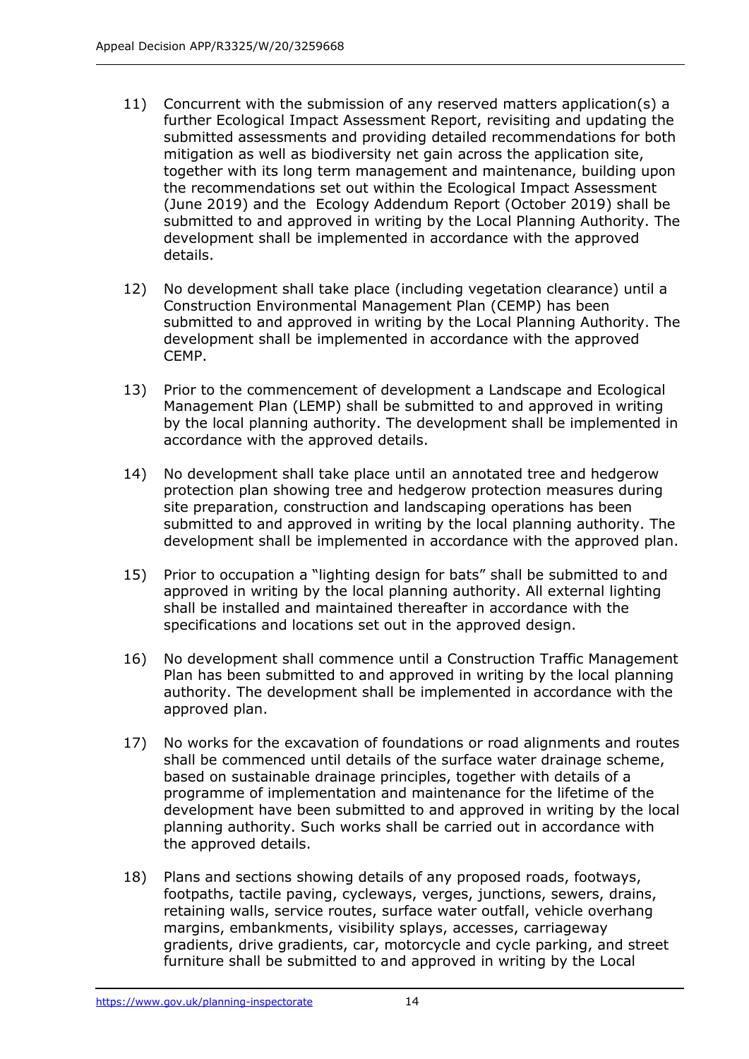11) Concurrent with the submission of any reserved matters application(s) a further Ecological Impact Assessment Report, revisiting and updating the submitted assessments and providing detailed recommendations for both mitigation as well as biodiversity net gain across the application site, together with its long term management and maintenance, building upon the recommendations set out within the Ecological Impact Assessment (June 2019) and the Ecology Addendum Report (October 2019) shall be submitted to and approved in writing by the Local Planning Authority. The development shall be implemented in accordance with the approved details.

12) No development shall take place (including vegetation clearance) until a Construction Environmental Management Plan (CEMP) has been submitted to and approved in writing by the Local Planning Authority. The development shall be implemented in accordance with the approved CEMP.

13) Prior to the commencement of development a Landscape and Ecological Management Plan (LEMP) shall be submitted to and approved in writing by the local planning authority. The development shall be implemented in accordance with the approved details.

14) No development shall take place until an annotated tree and hedgerow protection plan showing tree and hedgerow protection measures during site preparation, construction and landscaping operations has been submitted to and approved in writing by the local planning authority. The development shall be implemented in accordance with the approved plan.

15) Prior to occupation a "lighting design for bats" shall be submitted to and approved in writing by the local planning authority. All external lighting shall be installed and maintained thereafter in accordance with the specifications and locations set out in the approved design.

16) No development shall commence until a Construction Traffic Management Plan has been submitted to and approved in writing by the local planning authority. The development shall be implemented in accordance with the approved plan.

17) No works for the excavation of foundations or road alignments and routes shall be commenced until details of the surface water drainage scheme, based on sustainable drainage principles, together with details of a programme of implementation and maintenance for the lifetime of the development have been submitted to and approved in writing by the local planning authority. Such works shall be carried out in accordance with the approved details.

18) Plans and sections showing details of any proposed roads, footways, footpaths, tactile paving, cycleways, verges, junctions, sewers, drains, retaining walls, service routes, surface water outfall, vehicle overhang margins, embankments, visibility splays, accesses, carriageway gradients, drive gradients, car, motorcycle and cycle parking, and street furniture shall be submitted to and approved in writing by the Local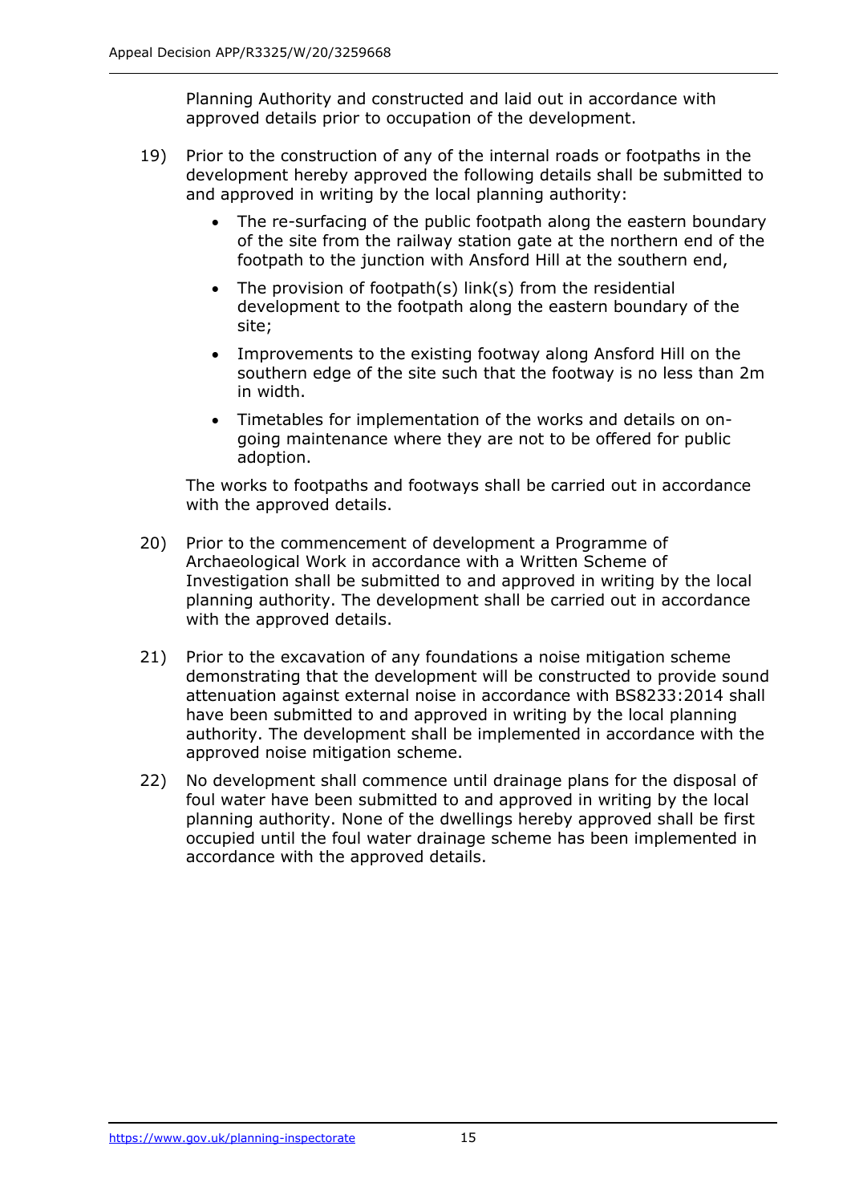Planning Authority and constructed and laid out in accordance with approved details prior to occupation of the development.

19) Prior to the construction of any of the internal roads or footpaths in the development hereby approved the following details shall be submitted to and approved in writing by the local planning authority:

   - The re-surfacing of the public footpath along the eastern boundary of the site from the railway station gate at the northern end of the footpath to the junction with Ansford Hill at the southern end,
   - The provision of footpath(s) link(s) from the residential development to the footpath along the eastern boundary of the site;
   - Improvements to the existing footway along Ansford Hill on the southern edge of the site such that the footway is no less than 2m in width.
   - Timetables for implementation of the works and details on on-going maintenance where they are not to be offered for public adoption.

   The works to footpaths and footways shall be carried out in accordance with the approved details.

20) Prior to the commencement of development a Programme of Archaeological Work in accordance with a Written Scheme of Investigation shall be submitted to and approved in writing by the local planning authority. The development shall be carried out in accordance with the approved details.

21) Prior to the excavation of any foundations a noise mitigation scheme demonstrating that the development will be constructed to provide sound attenuation against external noise in accordance with BS8233:2014 shall have been submitted to and approved in writing by the local planning authority. The development shall be implemented in accordance with the approved noise mitigation scheme.

22) No development shall commence until drainage plans for the disposal of foul water have been submitted to and approved in writing by the local planning authority. None of the dwellings hereby approved shall be first occupied until the foul water drainage scheme has been implemented in accordance with the approved details.